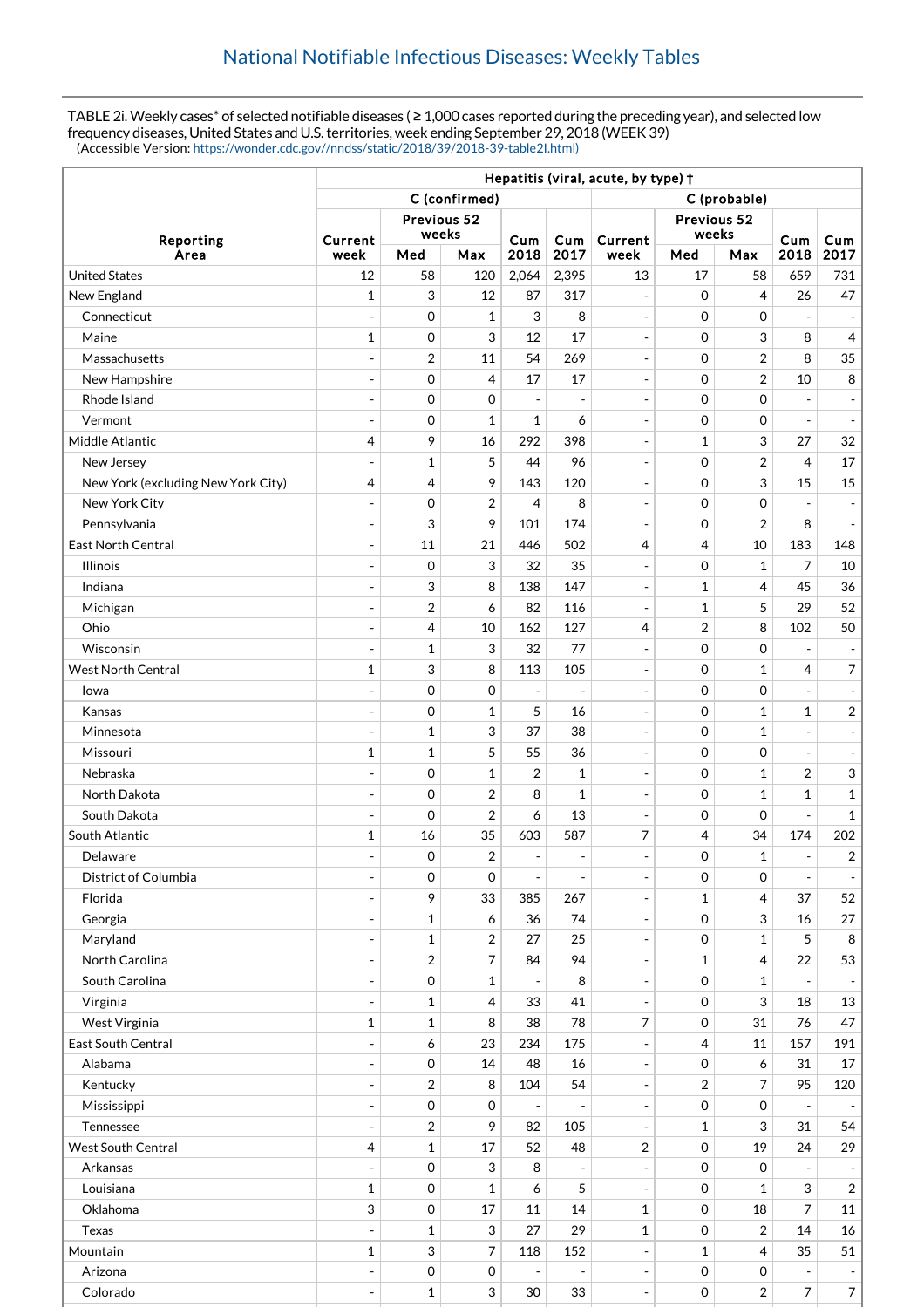# National Notifiable Infectious Diseases: Weekly Tables

TABLE 2i. Weekly cases* of selected notifiable diseases ( ≥ 1,000 cases reported during the preceding year), and selected low frequency diseases, United States and U.S. territories, week ending September 29, 2018 (WEEK 39)
(Accessible Version: https://wonder.cdc.gov//nndss/static/2018/39/2018-39-table2I.html)

| Reporting Area | Hepatitis (viral, acute, by type) † | | | | | | | | | |
|---|---|---|---|---|---|---|---|---|---|---|
| | C (confirmed) | | | | | C (probable) | | | | |
| | Current week | Previous 52 weeks Med | Previous 52 weeks Max | Cum 2018 | Cum 2017 | Current week | Previous 52 weeks Med | Previous 52 weeks Max | Cum 2018 | Cum 2017 |
| United States | 12 | 58 | 120 | 2,064 | 2,395 | 13 | 17 | 58 | 659 | 731 |
| New England | 1 | 3 | 12 | 87 | 317 | - | 0 | 4 | 26 | 47 |
| Connecticut | - | 0 | 1 | 3 | 8 | - | 0 | 0 | - | - |
| Maine | 1 | 0 | 3 | 12 | 17 | - | 0 | 3 | 8 | 4 |
| Massachusetts | - | 2 | 11 | 54 | 269 | - | 0 | 2 | 8 | 35 |
| New Hampshire | - | 0 | 4 | 17 | 17 | - | 0 | 2 | 10 | 8 |
| Rhode Island | - | 0 | 0 | - | - | - | 0 | 0 | - | - |
| Vermont | - | 0 | 1 | 1 | 6 | - | 0 | 0 | - | - |
| Middle Atlantic | 4 | 9 | 16 | 292 | 398 | - | 1 | 3 | 27 | 32 |
| New Jersey | - | 1 | 5 | 44 | 96 | - | 0 | 2 | 4 | 17 |
| New York (excluding New York City) | 4 | 4 | 9 | 143 | 120 | - | 0 | 3 | 15 | 15 |
| New York City | - | 0 | 2 | 4 | 8 | - | 0 | 0 | - | - |
| Pennsylvania | - | 3 | 9 | 101 | 174 | - | 0 | 2 | 8 | - |
| East North Central | - | 11 | 21 | 446 | 502 | 4 | 4 | 10 | 183 | 148 |
| Illinois | - | 0 | 3 | 32 | 35 | - | 0 | 1 | 7 | 10 |
| Indiana | - | 3 | 8 | 138 | 147 | - | 1 | 4 | 45 | 36 |
| Michigan | - | 2 | 6 | 82 | 116 | - | 1 | 5 | 29 | 52 |
| Ohio | - | 4 | 10 | 162 | 127 | 4 | 2 | 8 | 102 | 50 |
| Wisconsin | - | 1 | 3 | 32 | 77 | - | 0 | 0 | - | - |
| West North Central | 1 | 3 | 8 | 113 | 105 | - | 0 | 1 | 4 | 7 |
| Iowa | - | 0 | 0 | - | - | - | 0 | 0 | - | - |
| Kansas | - | 0 | 1 | 5 | 16 | - | 0 | 1 | 1 | 2 |
| Minnesota | - | 1 | 3 | 37 | 38 | - | 0 | 1 | - | - |
| Missouri | 1 | 1 | 5 | 55 | 36 | - | 0 | 0 | - | - |
| Nebraska | - | 0 | 1 | 2 | 1 | - | 0 | 1 | 2 | 3 |
| North Dakota | - | 0 | 2 | 8 | 1 | - | 0 | 1 | 1 | 1 |
| South Dakota | - | 0 | 2 | 6 | 13 | - | 0 | 0 | - | 1 |
| South Atlantic | 1 | 16 | 35 | 603 | 587 | 7 | 4 | 34 | 174 | 202 |
| Delaware | - | 0 | 2 | - | - | - | 0 | 1 | - | 2 |
| District of Columbia | - | 0 | 0 | - | - | - | 0 | 0 | - | - |
| Florida | - | 9 | 33 | 385 | 267 | - | 1 | 4 | 37 | 52 |
| Georgia | - | 1 | 6 | 36 | 74 | - | 0 | 3 | 16 | 27 |
| Maryland | - | 1 | 2 | 27 | 25 | - | 0 | 1 | 5 | 8 |
| North Carolina | - | 2 | 7 | 84 | 94 | - | 1 | 4 | 22 | 53 |
| South Carolina | - | 0 | 1 | - | 8 | - | 0 | 1 | - | - |
| Virginia | - | 1 | 4 | 33 | 41 | - | 0 | 3 | 18 | 13 |
| West Virginia | 1 | 1 | 8 | 38 | 78 | 7 | 0 | 31 | 76 | 47 |
| East South Central | - | 6 | 23 | 234 | 175 | - | 4 | 11 | 157 | 191 |
| Alabama | - | 0 | 14 | 48 | 16 | - | 0 | 6 | 31 | 17 |
| Kentucky | - | 2 | 8 | 104 | 54 | - | 2 | 7 | 95 | 120 |
| Mississippi | - | 0 | 0 | - | - | - | 0 | 0 | - | - |
| Tennessee | - | 2 | 9 | 82 | 105 | - | 1 | 3 | 31 | 54 |
| West South Central | 4 | 1 | 17 | 52 | 48 | 2 | 0 | 19 | 24 | 29 |
| Arkansas | - | 0 | 3 | 8 | - | - | 0 | 0 | - | - |
| Louisiana | 1 | 0 | 1 | 6 | 5 | - | 0 | 1 | 3 | 2 |
| Oklahoma | 3 | 0 | 17 | 11 | 14 | 1 | 0 | 18 | 7 | 11 |
| Texas | - | 1 | 3 | 27 | 29 | 1 | 0 | 2 | 14 | 16 |
| Mountain | 1 | 3 | 7 | 118 | 152 | - | 1 | 4 | 35 | 51 |
| Arizona | - | 0 | 0 | - | - | - | 0 | 0 | - | - |
| Colorado | - | 1 | 3 | 30 | 33 | - | 0 | 2 | 7 | 7 |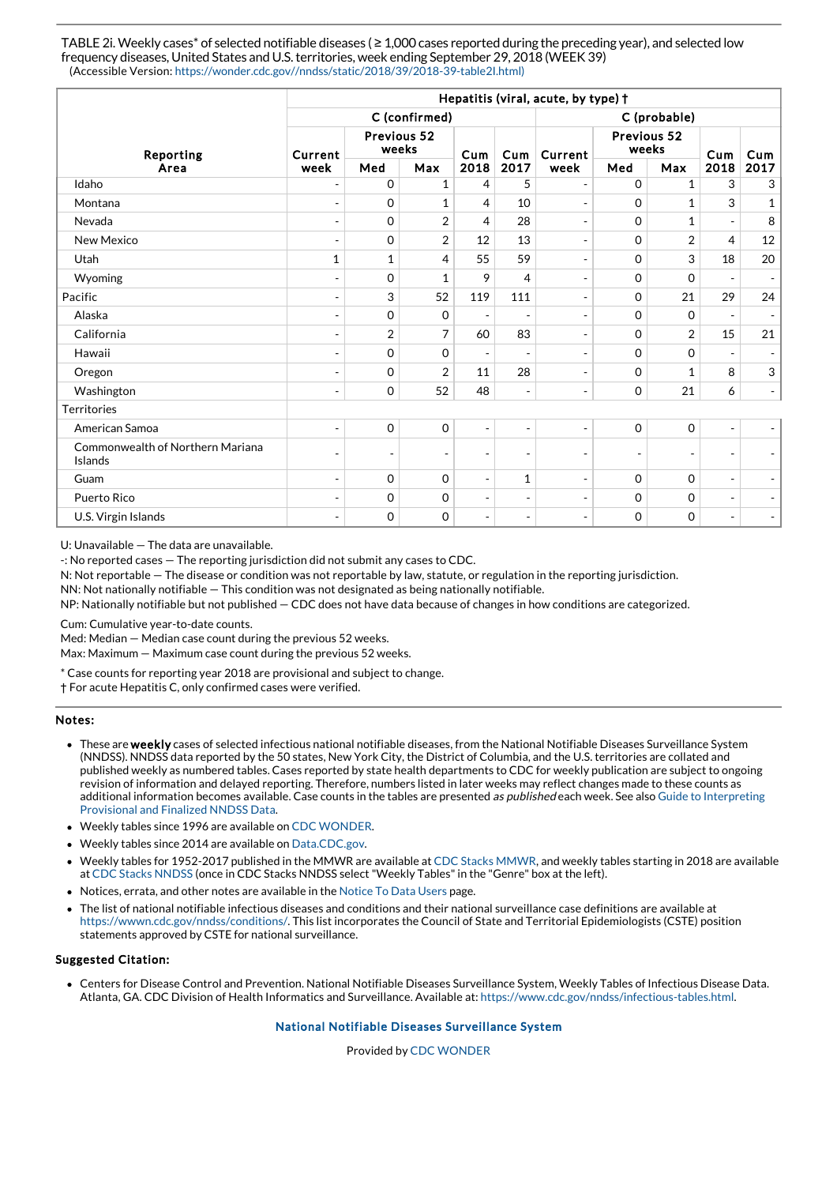TABLE 2i. Weekly cases* of selected notifiable diseases ( ≥ 1,000 cases reported during the preceding year), and selected low frequency diseases, United States and U.S. territories, week ending September 29, 2018 (WEEK 39)
(Accessible Version: https://wonder.cdc.gov//nndss/static/2018/39/2018-39-table2I.html)

| Reporting Area | Hepatitis (viral, acute, by type) † | | | | | | | | | |
|---|---|---|---|---|---|---|---|---|---|---|
| | C (confirmed) | | | | | C (probable) | | | | |
| | Current week | Previous 52 weeks | | Cum 2018 | Cum 2017 | Current week | Previous 52 weeks | | Cum 2018 | Cum 2017 |
| | | Med | Max | | | | Med | Max | | |
| Idaho | - | 0 | 1 | 4 | 5 | - | 0 | 1 | 3 | 3 |
| Montana | - | 0 | 1 | 4 | 10 | - | 0 | 1 | 3 | 1 |
| Nevada | - | 0 | 2 | 4 | 28 | - | 0 | 1 | - | 8 |
| New Mexico | - | 0 | 2 | 12 | 13 | - | 0 | 2 | 4 | 12 |
| Utah | 1 | 1 | 4 | 55 | 59 | - | 0 | 3 | 18 | 20 |
| Wyoming | - | 0 | 1 | 9 | 4 | - | 0 | 0 | - | - |
| Pacific | - | 3 | 52 | 119 | 111 | - | 0 | 21 | 29 | 24 |
| Alaska | - | 0 | 0 | - | - | - | 0 | 0 | - | - |
| California | - | 2 | 7 | 60 | 83 | - | 0 | 2 | 15 | 21 |
| Hawaii | - | 0 | 0 | - | - | - | 0 | 0 | - | - |
| Oregon | - | 0 | 2 | 11 | 28 | - | 0 | 1 | 8 | 3 |
| Washington | - | 0 | 52 | 48 | - | - | 0 | 21 | 6 | - |
| Territories | | | | | | | | | | |
| American Samoa | - | 0 | 0 | - | - | - | 0 | 0 | - | - |
| Commonwealth of Northern Mariana Islands | - | - | - | - | - | - | - | - | - | - |
| Guam | - | 0 | 0 | - | 1 | - | 0 | 0 | - | - |
| Puerto Rico | - | 0 | 0 | - | - | - | 0 | 0 | - | - |
| U.S. Virgin Islands | - | 0 | 0 | - | - | - | 0 | 0 | - | - |

U: Unavailable — The data are unavailable.
-: No reported cases — The reporting jurisdiction did not submit any cases to CDC.
N: Not reportable — The disease or condition was not reportable by law, statute, or regulation in the reporting jurisdiction.
NN: Not nationally notifiable — This condition was not designated as being nationally notifiable.
NP: Nationally notifiable but not published — CDC does not have data because of changes in how conditions are categorized.

Cum: Cumulative year-to-date counts.
Med: Median — Median case count during the previous 52 weeks.
Max: Maximum — Maximum case count during the previous 52 weeks.

* Case counts for reporting year 2018 are provisional and subject to change.
† For acute Hepatitis C, only confirmed cases were verified.

### Notes:

- These are **weekly** cases of selected infectious national notifiable diseases, from the National Notifiable Diseases Surveillance System (NNDSS). NNDSS data reported by the 50 states, New York City, the District of Columbia, and the U.S. territories are collated and published weekly as numbered tables. Cases reported by state health departments to CDC for weekly publication are subject to ongoing revision of information and delayed reporting. Therefore, numbers listed in later weeks may reflect changes made to these counts as additional information becomes available. Case counts in the tables are presented *as published* each week. See also Guide to Interpreting Provisional and Finalized NNDSS Data.
- Weekly tables since 1996 are available on CDC WONDER.
- Weekly tables since 2014 are available on Data.CDC.gov.
- Weekly tables for 1952-2017 published in the MMWR are available at CDC Stacks MMWR, and weekly tables starting in 2018 are available at CDC Stacks NNDSS (once in CDC Stacks NNDSS select "Weekly Tables" in the "Genre" box at the left).
- Notices, errata, and other notes are available in the Notice To Data Users page.
- The list of national notifiable infectious diseases and conditions and their national surveillance case definitions are available at https://wwwn.cdc.gov/nndss/conditions/. This list incorporates the Council of State and Territorial Epidemiologists (CSTE) position statements approved by CSTE for national surveillance.

### Suggested Citation:

- Centers for Disease Control and Prevention. National Notifiable Diseases Surveillance System, Weekly Tables of Infectious Disease Data. Atlanta, GA. CDC Division of Health Informatics and Surveillance. Available at: https://www.cdc.gov/nndss/infectious-tables.html.

**National Notifiable Diseases Surveillance System**

Provided by CDC WONDER